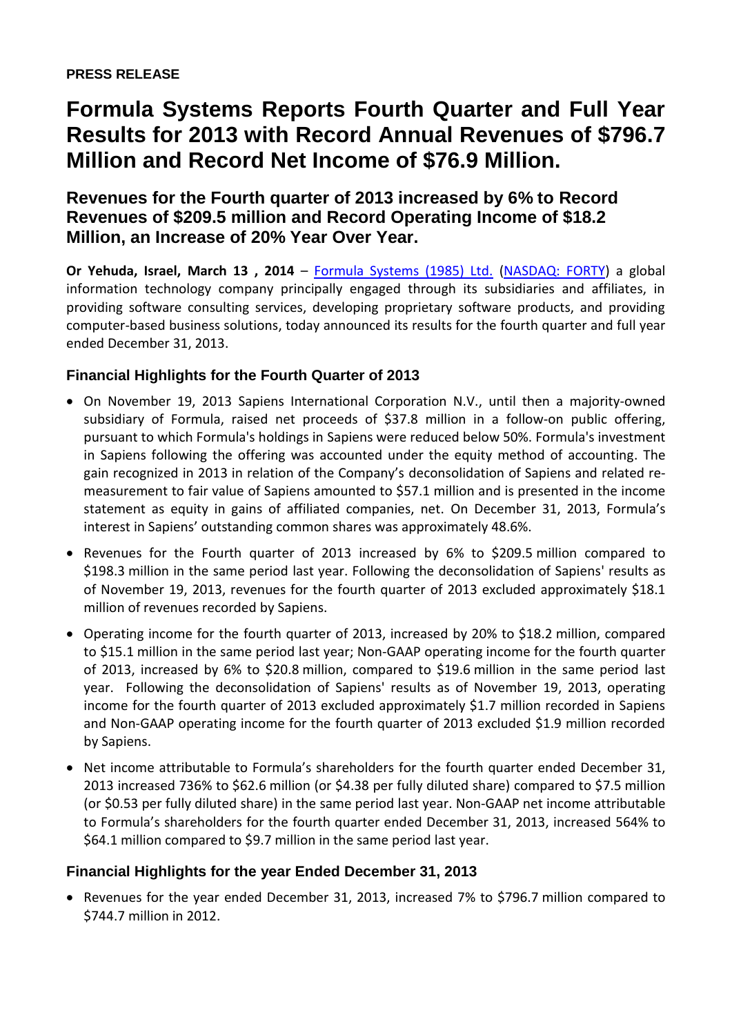**PRESS RELEASE**

# Formula Systems Reports Fourth Quarter and Full Year Results for 2013 with Record Annual Revenues of $796.7 Million and Record Net Income of $76.9 Million.

## Revenues for the Fourth quarter of 2013 increased by 6% to Record Revenues of $209.5 million and Record Operating Income of $18.2 Million, an Increase of 20% Year Over Year.

**Or Yehuda, Israel, March 13 , 2014** – Formula Systems (1985) Ltd. (NASDAQ: FORTY) a global information technology company principally engaged through its subsidiaries and affiliates, in providing software consulting services, developing proprietary software products, and providing computer-based business solutions, today announced its results for the fourth quarter and full year ended December 31, 2013.

### Financial Highlights for the Fourth Quarter of 2013

- On November 19, 2013 Sapiens International Corporation N.V., until then a majority-owned subsidiary of Formula, raised net proceeds of $37.8 million in a follow-on public offering, pursuant to which Formula's holdings in Sapiens were reduced below 50%. Formula's investment in Sapiens following the offering was accounted under the equity method of accounting. The gain recognized in 2013 in relation of the Company's deconsolidation of Sapiens and related re-measurement to fair value of Sapiens amounted to $57.1 million and is presented in the income statement as equity in gains of affiliated companies, net. On December 31, 2013, Formula's interest in Sapiens' outstanding common shares was approximately 48.6%.
- Revenues for the Fourth quarter of 2013 increased by 6% to $209.5 million compared to $198.3 million in the same period last year. Following the deconsolidation of Sapiens' results as of November 19, 2013, revenues for the fourth quarter of 2013 excluded approximately $18.1 million of revenues recorded by Sapiens.
- Operating income for the fourth quarter of 2013, increased by 20% to $18.2 million, compared to $15.1 million in the same period last year; Non-GAAP operating income for the fourth quarter of 2013, increased by 6% to $20.8 million, compared to $19.6 million in the same period last year. Following the deconsolidation of Sapiens' results as of November 19, 2013, operating income for the fourth quarter of 2013 excluded approximately $1.7 million recorded in Sapiens and Non-GAAP operating income for the fourth quarter of 2013 excluded $1.9 million recorded by Sapiens.
- Net income attributable to Formula's shareholders for the fourth quarter ended December 31, 2013 increased 736% to $62.6 million (or $4.38 per fully diluted share) compared to $7.5 million (or $0.53 per fully diluted share) in the same period last year. Non-GAAP net income attributable to Formula's shareholders for the fourth quarter ended December 31, 2013, increased 564% to $64.1 million compared to $9.7 million in the same period last year.

### Financial Highlights for the year Ended December 31, 2013

- Revenues for the year ended December 31, 2013, increased 7% to $796.7 million compared to $744.7 million in 2012.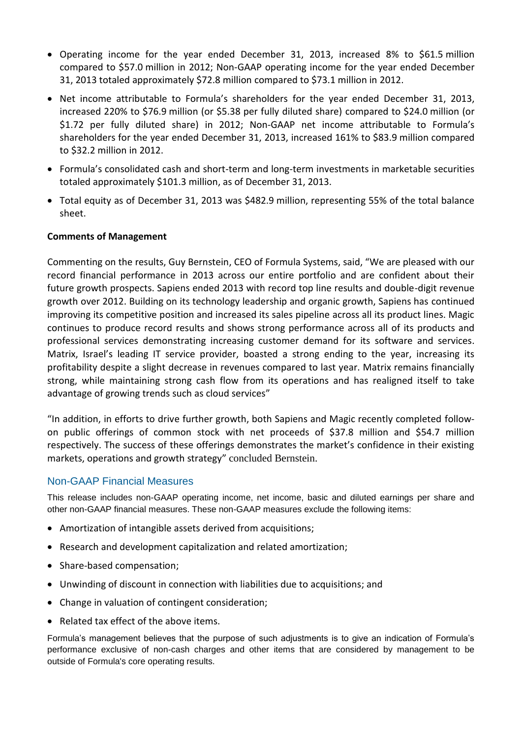- Operating income for the year ended December 31, 2013, increased 8% to $61.5 million compared to $57.0 million in 2012; Non-GAAP operating income for the year ended December 31, 2013 totaled approximately $72.8 million compared to $73.1 million in 2012.
- Net income attributable to Formula's shareholders for the year ended December 31, 2013, increased 220% to $76.9 million (or $5.38 per fully diluted share) compared to $24.0 million (or $1.72 per fully diluted share) in 2012; Non-GAAP net income attributable to Formula's shareholders for the year ended December 31, 2013, increased 161% to $83.9 million compared to $32.2 million in 2012.
- Formula's consolidated cash and short-term and long-term investments in marketable securities totaled approximately $101.3 million, as of December 31, 2013.
- Total equity as of December 31, 2013 was $482.9 million, representing 55% of the total balance sheet.

**Comments of Management**

Commenting on the results, Guy Bernstein, CEO of Formula Systems, said, "We are pleased with our record financial performance in 2013 across our entire portfolio and are confident about their future growth prospects. Sapiens ended 2013 with record top line results and double-digit revenue growth over 2012. Building on its technology leadership and organic growth, Sapiens has continued improving its competitive position and increased its sales pipeline across all its product lines. Magic continues to produce record results and shows strong performance across all of its products and professional services demonstrating increasing customer demand for its software and services. Matrix, Israel's leading IT service provider, boasted a strong ending to the year, increasing its profitability despite a slight decrease in revenues compared to last year. Matrix remains financially strong, while maintaining strong cash flow from its operations and has realigned itself to take advantage of growing trends such as cloud services"

"In addition, in efforts to drive further growth, both Sapiens and Magic recently completed follow-on public offerings of common stock with net proceeds of $37.8 million and $54.7 million respectively. The success of these offerings demonstrates the market's confidence in their existing markets, operations and growth strategy" concluded Bernstein.

## Non-GAAP Financial Measures

This release includes non-GAAP operating income, net income, basic and diluted earnings per share and other non-GAAP financial measures. These non-GAAP measures exclude the following items:

- Amortization of intangible assets derived from acquisitions;
- Research and development capitalization and related amortization;
- Share-based compensation;
- Unwinding of discount in connection with liabilities due to acquisitions; and
- Change in valuation of contingent consideration;
- Related tax effect of the above items.

Formula's management believes that the purpose of such adjustments is to give an indication of Formula's performance exclusive of non-cash charges and other items that are considered by management to be outside of Formula's core operating results.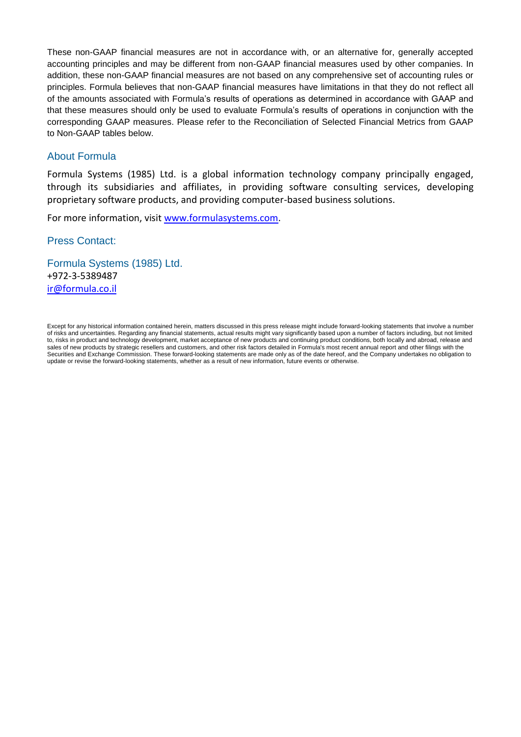These non-GAAP financial measures are not in accordance with, or an alternative for, generally accepted accounting principles and may be different from non-GAAP financial measures used by other companies. In addition, these non-GAAP financial measures are not based on any comprehensive set of accounting rules or principles. Formula believes that non-GAAP financial measures have limitations in that they do not reflect all of the amounts associated with Formula's results of operations as determined in accordance with GAAP and that these measures should only be used to evaluate Formula's results of operations in conjunction with the corresponding GAAP measures. Please refer to the Reconciliation of Selected Financial Metrics from GAAP to Non-GAAP tables below.

## About Formula

Formula Systems (1985) Ltd. is a global information technology company principally engaged, through its subsidiaries and affiliates, in providing software consulting services, developing proprietary software products, and providing computer-based business solutions.

For more information, visit [www.formulasystems.com](http://www.formulasystems.com).

## Press Contact:

Formula Systems (1985) Ltd.
+972-3-5389487
[ir@formula.co.il](mailto:ir@formula.co.il)

Except for any historical information contained herein, matters discussed in this press release might include forward-looking statements that involve a number of risks and uncertainties. Regarding any financial statements, actual results might vary significantly based upon a number of factors including, but not limited to, risks in product and technology development, market acceptance of new products and continuing product conditions, both locally and abroad, release and sales of new products by strategic resellers and customers, and other risk factors detailed in Formula's most recent annual report and other filings with the Securities and Exchange Commission. These forward-looking statements are made only as of the date hereof, and the Company undertakes no obligation to update or revise the forward-looking statements, whether as a result of new information, future events or otherwise.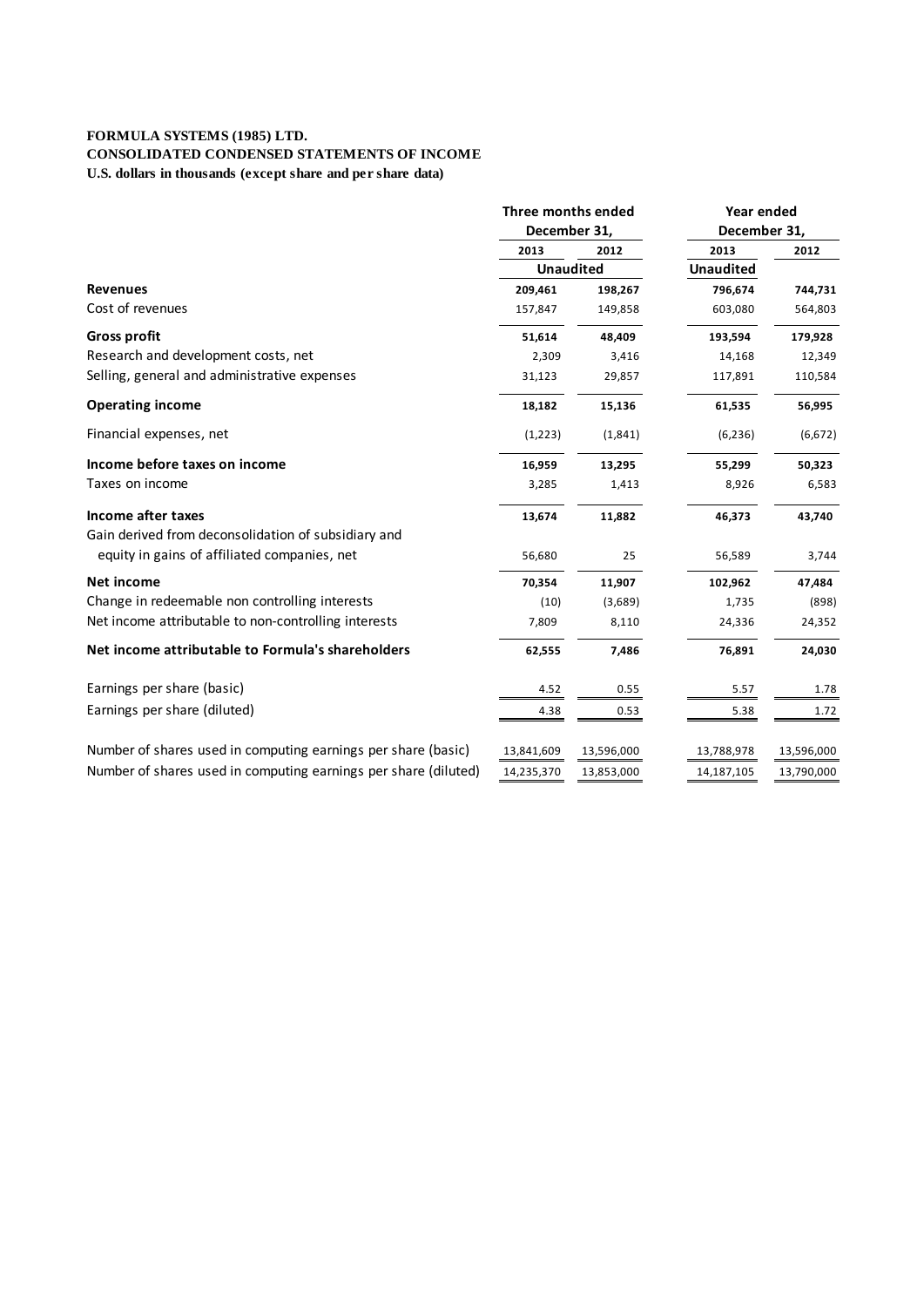**FORMULA SYSTEMS (1985) LTD.**
**CONSOLIDATED CONDENSED STATEMENTS OF INCOME**
**U.S. dollars in thousands (except share and per share data)**

| | Three months ended December 31, | | Year ended December 31, | |
|---|---|---|---|---|
| | 2013 | 2012 | 2013 | 2012 |
| | Unaudited | | Unaudited | |
| **Revenues** | **209,461** | **198,267** | **796,674** | **744,731** |
| Cost of revenues | 157,847 | 149,858 | 603,080 | 564,803 |
| **Gross profit** | **51,614** | **48,409** | **193,594** | **179,928** |
| Research and development costs, net | 2,309 | 3,416 | 14,168 | 12,349 |
| Selling, general and administrative expenses | 31,123 | 29,857 | 117,891 | 110,584 |
| **Operating income** | **18,182** | **15,136** | **61,535** | **56,995** |
| Financial expenses, net | (1,223) | (1,841) | (6,236) | (6,672) |
| **Income before taxes on income** | **16,959** | **13,295** | **55,299** | **50,323** |
| Taxes on income | 3,285 | 1,413 | 8,926 | 6,583 |
| **Income after taxes** | **13,674** | **11,882** | **46,373** | **43,740** |
| Gain derived from deconsolidation of subsidiary and equity in gains of affiliated companies, net | 56,680 | 25 | 56,589 | 3,744 |
| **Net income** | **70,354** | **11,907** | **102,962** | **47,484** |
| Change in redeemable non controlling interests | (10) | (3,689) | 1,735 | (898) |
| Net income attributable to non-controlling interests | 7,809 | 8,110 | 24,336 | 24,352 |
| **Net income attributable to Formula's shareholders** | **62,555** | **7,486** | **76,891** | **24,030** |
| Earnings per share (basic) | 4.52 | 0.55 | 5.57 | 1.78 |
| Earnings per share (diluted) | 4.38 | 0.53 | 5.38 | 1.72 |
| Number of shares used in computing earnings per share (basic) | 13,841,609 | 13,596,000 | 13,788,978 | 13,596,000 |
| Number of shares used in computing earnings per share (diluted) | 14,235,370 | 13,853,000 | 14,187,105 | 13,790,000 |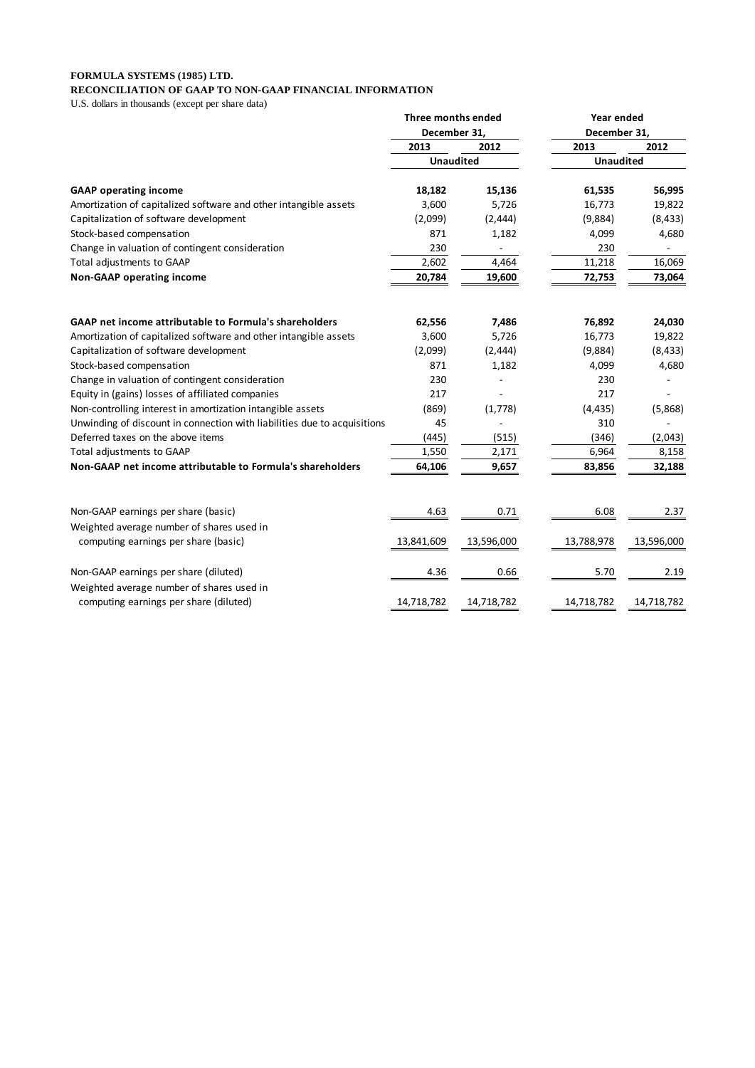**FORMULA SYSTEMS (1985) LTD.**

**RECONCILIATION OF GAAP TO NON-GAAP FINANCIAL INFORMATION**

U.S. dollars in thousands (except per share data)

| | Three months ended December 31, | | Year ended December 31, | |
|---|---|---|---|---|
| | 2013 | 2012 | 2013 | 2012 |
| | Unaudited | | Unaudited | |
| **GAAP operating income** | **18,182** | **15,136** | **61,535** | **56,995** |
| Amortization of capitalized software and other intangible assets | 3,600 | 5,726 | 16,773 | 19,822 |
| Capitalization of software development | (2,099) | (2,444) | (9,884) | (8,433) |
| Stock-based compensation | 871 | 1,182 | 4,099 | 4,680 |
| Change in valuation of contingent consideration | 230 | - | 230 | - |
| Total adjustments to GAAP | 2,602 | 4,464 | 11,218 | 16,069 |
| **Non-GAAP operating income** | **20,784** | **19,600** | **72,753** | **73,064** |
| | | | | |
| **GAAP net income attributable to Formula's shareholders** | **62,556** | **7,486** | **76,892** | **24,030** |
| Amortization of capitalized software and other intangible assets | 3,600 | 5,726 | 16,773 | 19,822 |
| Capitalization of software development | (2,099) | (2,444) | (9,884) | (8,433) |
| Stock-based compensation | 871 | 1,182 | 4,099 | 4,680 |
| Change in valuation of contingent consideration | 230 | - | 230 | - |
| Equity in (gains) losses of affiliated companies | 217 | - | 217 | - |
| Non-controlling interest in amortization intangible assets | (869) | (1,778) | (4,435) | (5,868) |
| Unwinding of discount in connection with liabilities due to acquisitions | 45 | - | 310 | - |
| Deferred taxes on the above items | (445) | (515) | (346) | (2,043) |
| Total adjustments to GAAP | 1,550 | 2,171 | 6,964 | 8,158 |
| **Non-GAAP net income attributable to Formula's shareholders** | **64,106** | **9,657** | **83,856** | **32,188** |
| | | | | |
| Non-GAAP earnings per share (basic) | 4.63 | 0.71 | 6.08 | 2.37 |
| Weighted average number of shares used in computing earnings per share (basic) | 13,841,609 | 13,596,000 | 13,788,978 | 13,596,000 |
| | | | | |
| Non-GAAP earnings per share (diluted) | 4.36 | 0.66 | 5.70 | 2.19 |
| Weighted average number of shares used in computing earnings per share (diluted) | 14,718,782 | 14,718,782 | 14,718,782 | 14,718,782 |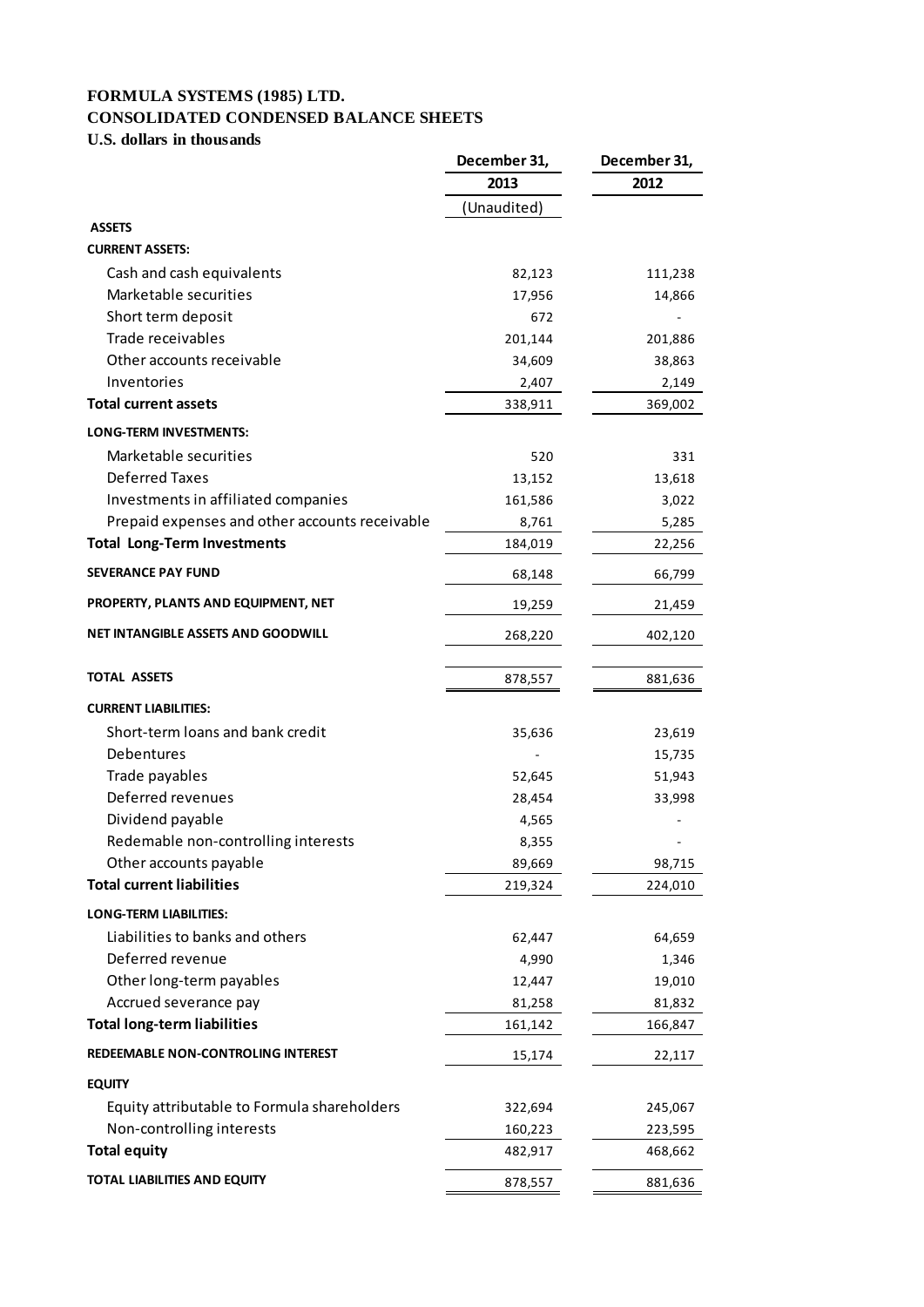**FORMULA SYSTEMS (1985) LTD.**
**CONSOLIDATED CONDENSED BALANCE SHEETS**
**U.S. dollars in thousands**

| | December 31, 2013 | December 31, 2012 |
|---|---|---|
| | (Unaudited) | |
| **ASSETS** | | |
| **CURRENT ASSETS:** | | |
| Cash and cash equivalents | 82,123 | 111,238 |
| Marketable securities | 17,956 | 14,866 |
| Short term deposit | 672 | - |
| Trade receivables | 201,144 | 201,886 |
| Other accounts receivable | 34,609 | 38,863 |
| Inventories | 2,407 | 2,149 |
| **Total current assets** | 338,911 | 369,002 |
| **LONG-TERM INVESTMENTS:** | | |
| Marketable securities | 520 | 331 |
| Deferred Taxes | 13,152 | 13,618 |
| Investments in affiliated companies | 161,586 | 3,022 |
| Prepaid expenses and other accounts receivable | 8,761 | 5,285 |
| **Total Long-Term Investments** | 184,019 | 22,256 |
| **SEVERANCE PAY FUND** | 68,148 | 66,799 |
| **PROPERTY, PLANTS AND EQUIPMENT, NET** | 19,259 | 21,459 |
| **NET INTANGIBLE ASSETS AND GOODWILL** | 268,220 | 402,120 |
| **TOTAL ASSETS** | 878,557 | 881,636 |
| **CURRENT LIABILITIES:** | | |
| Short-term loans and bank credit | 35,636 | 23,619 |
| Debentures | - | 15,735 |
| Trade payables | 52,645 | 51,943 |
| Deferred revenues | 28,454 | 33,998 |
| Dividend payable | 4,565 | - |
| Redemable non-controlling interests | 8,355 | - |
| Other accounts payable | 89,669 | 98,715 |
| **Total current liabilities** | 219,324 | 224,010 |
| **LONG-TERM LIABILITIES:** | | |
| Liabilities to banks and others | 62,447 | 64,659 |
| Deferred revenue | 4,990 | 1,346 |
| Other long-term payables | 12,447 | 19,010 |
| Accrued severance pay | 81,258 | 81,832 |
| **Total long-term liabilities** | 161,142 | 166,847 |
| **REDEEMABLE NON-CONTROLING INTEREST** | 15,174 | 22,117 |
| **EQUITY** | | |
| Equity attributable to Formula shareholders | 322,694 | 245,067 |
| Non-controlling interests | 160,223 | 223,595 |
| **Total equity** | 482,917 | 468,662 |
| **TOTAL LIABILITIES AND EQUITY** | 878,557 | 881,636 |